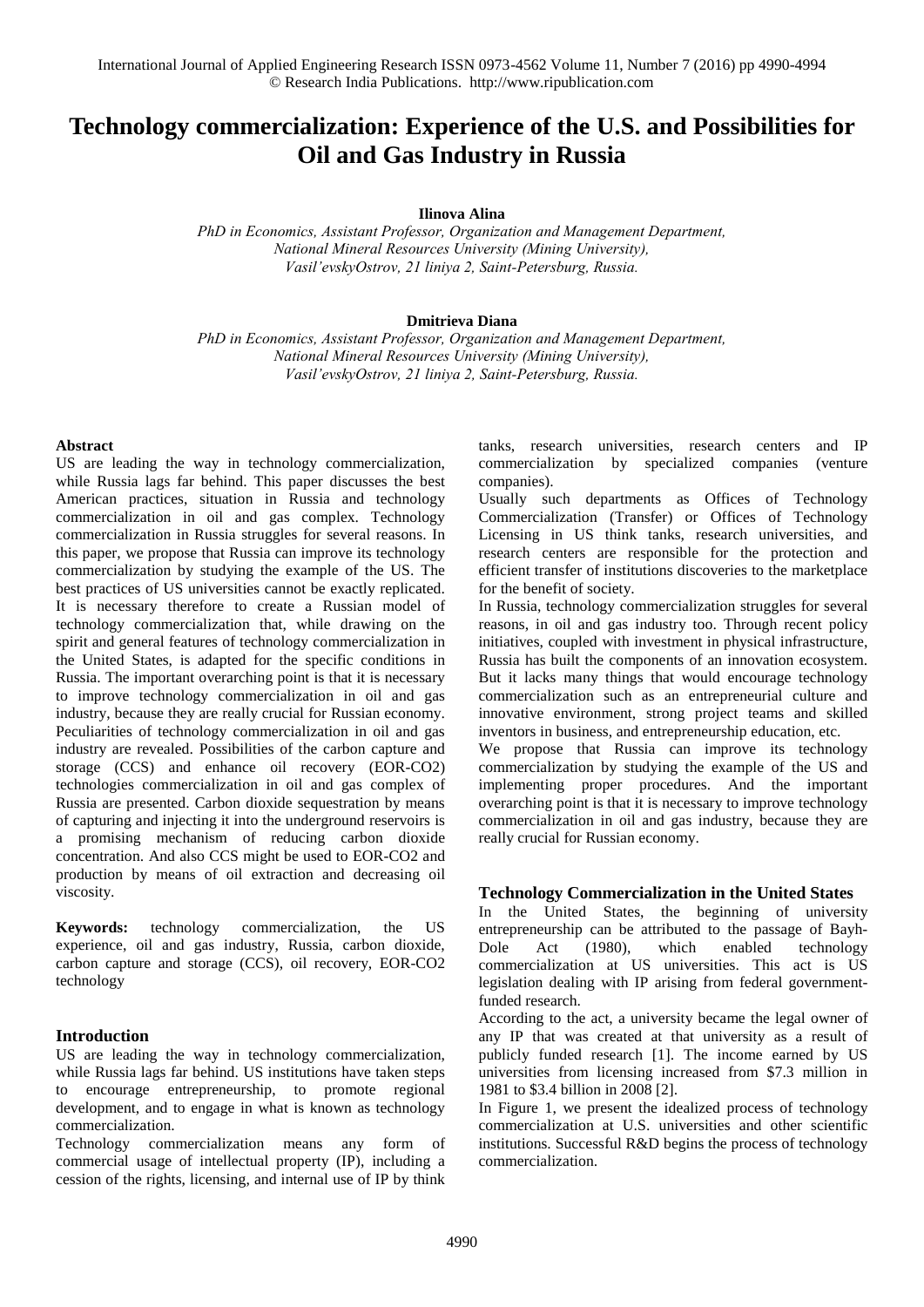# Technology commercialization: Experience of the U.S. and Possibilities for Oil and Gas Industry in Russia

**Ilinova Alina**

*PhD in Economics, Assistant Professor, Organization and Management Department, National Mineral Resources University (Mining University), Vasil'evskyOstrov, 21 liniya 2, Saint-Petersburg, Russia.*

**Dmitrieva Diana**

*PhD in Economics, Assistant Professor, Organization and Management Department, National Mineral Resources University (Mining University), Vasil'evskyOstrov, 21 liniya 2, Saint-Petersburg, Russia.*

### Abstract

US are leading the way in technology commercialization, while Russia lags far behind. This paper discusses the best American practices, situation in Russia and technology commercialization in oil and gas complex. Technology commercialization in Russia struggles for several reasons. In this paper, we propose that Russia can improve its technology commercialization by studying the example of the US. The best practices of US universities cannot be exactly replicated. It is necessary therefore to create a Russian model of technology commercialization that, while drawing on the spirit and general features of technology commercialization in the United States, is adapted for the specific conditions in Russia. The important overarching point is that it is necessary to improve technology commercialization in oil and gas industry, because they are really crucial for Russian economy. Peculiarities of technology commercialization in oil and gas industry are revealed. Possibilities of the carbon capture and storage (CCS) and enhance oil recovery (EOR-CO2) technologies commercialization in oil and gas complex of Russia are presented. Carbon dioxide sequestration by means of capturing and injecting it into the underground reservoirs is a promising mechanism of reducing carbon dioxide concentration. And also CCS might be used to EOR-CO2 and production by means of oil extraction and decreasing oil viscosity.

**Keywords:** technology commercialization, the US experience, oil and gas industry, Russia, carbon dioxide, carbon capture and storage (CCS), oil recovery, EOR-CO2 technology

### Introduction

US are leading the way in technology commercialization, while Russia lags far behind. US institutions have taken steps to encourage entrepreneurship, to promote regional development, and to engage in what is known as technology commercialization.

Technology commercialization means any form of commercial usage of intellectual property (IP), including a cession of the rights, licensing, and internal use of IP by think tanks, research universities, research centers and IP commercialization by specialized companies (venture companies).

Usually such departments as Offices of Technology Commercialization (Transfer) or Offices of Technology Licensing in US think tanks, research universities, and research centers are responsible for the protection and efficient transfer of institutions discoveries to the marketplace for the benefit of society.

In Russia, technology commercialization struggles for several reasons, in oil and gas industry too. Through recent policy initiatives, coupled with investment in physical infrastructure, Russia has built the components of an innovation ecosystem. But it lacks many things that would encourage technology commercialization such as an entrepreneurial culture and innovative environment, strong project teams and skilled inventors in business, and entrepreneurship education, etc.

We propose that Russia can improve its technology commercialization by studying the example of the US and implementing proper procedures. And the important overarching point is that it is necessary to improve technology commercialization in oil and gas industry, because they are really crucial for Russian economy.

### Technology Commercialization in the United States

In the United States, the beginning of university entrepreneurship can be attributed to the passage of Bayh-Dole Act (1980), which enabled technology commercialization at US universities. This act is US legislation dealing with IP arising from federal government-funded research.

According to the act, a university became the legal owner of any IP that was created at that university as a result of publicly funded research [1]. The income earned by US universities from licensing increased from \$7.3 million in 1981 to \$3.4 billion in 2008 [2].

In Figure 1, we present the idealized process of technology commercialization at U.S. universities and other scientific institutions. Successful R&D begins the process of technology commercialization.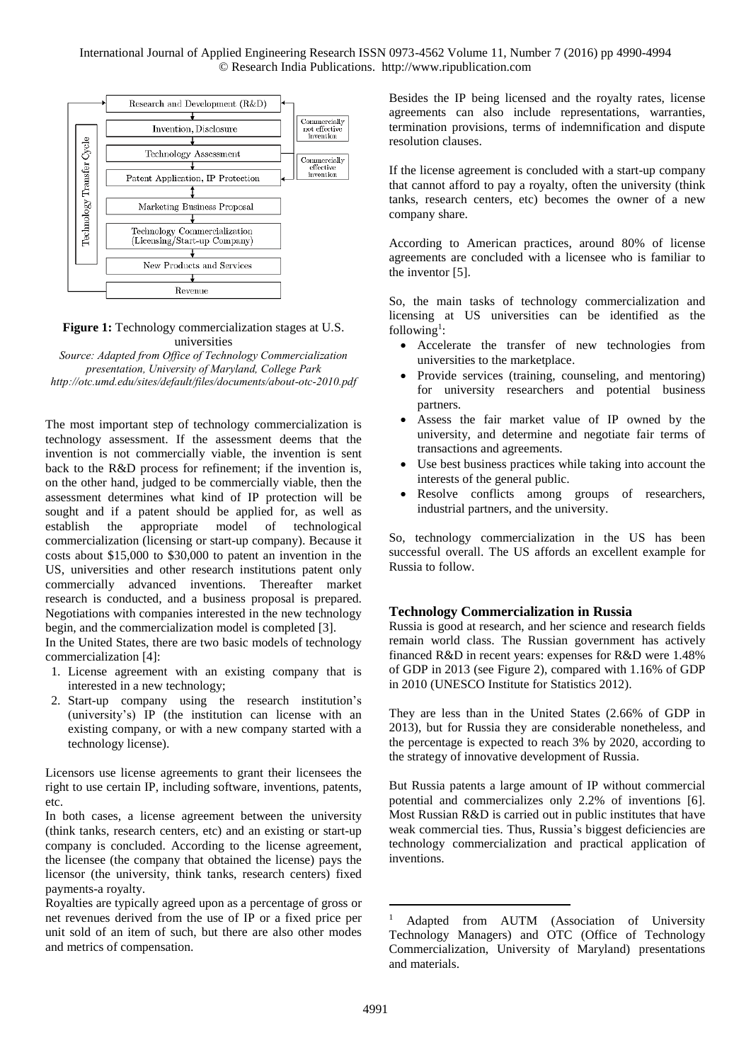**Figure 1:** Technology commercialization stages at U.S. universities

*Source: Adapted from Office of Technology Commercialization presentation, University of Maryland, College Park http://otc.umd.edu/sites/default/files/documents/about-otc-2010.pdf*

The most important step of technology commercialization is technology assessment. If the assessment deems that the invention is not commercially viable, the invention is sent back to the R&D process for refinement; if the invention is, on the other hand, judged to be commercially viable, then the assessment determines what kind of IP protection will be sought and if a patent should be applied for, as well as establish the appropriate model of technological commercialization (licensing or start-up company). Because it costs about \$15,000 to \$30,000 to patent an invention in the US, universities and other research institutions patent only commercially advanced inventions. Thereafter market research is conducted, and a business proposal is prepared. Negotiations with companies interested in the new technology begin, and the commercialization model is completed [3].

In the United States, there are two basic models of technology commercialization [4]:

1. License agreement with an existing company that is interested in a new technology;
2. Start-up company using the research institution's (university's) IP (the institution can license with an existing company, or with a new company started with a technology license).

Licensors use license agreements to grant their licensees the right to use certain IP, including software, inventions, patents, etc.

In both cases, a license agreement between the university (think tanks, research centers, etc) and an existing or start-up company is concluded. According to the license agreement, the licensee (the company that obtained the license) pays the licensor (the university, think tanks, research centers) fixed payments-a royalty.

Royalties are typically agreed upon as a percentage of gross or net revenues derived from the use of IP or a fixed price per unit sold of an item of such, but there are also other modes and metrics of compensation.

Besides the IP being licensed and the royalty rates, license agreements can also include representations, warranties, termination provisions, terms of indemnification and dispute resolution clauses.

If the license agreement is concluded with a start-up company that cannot afford to pay a royalty, often the university (think tanks, research centers, etc) becomes the owner of a new company share.

According to American practices, around 80% of license agreements are concluded with a licensee who is familiar to the inventor [5].

So, the main tasks of technology commercialization and licensing at US universities can be identified as the following[1]:

- Accelerate the transfer of new technologies from universities to the marketplace.
- Provide services (training, counseling, and mentoring) for university researchers and potential business partners.
- Assess the fair market value of IP owned by the university, and determine and negotiate fair terms of transactions and agreements.
- Use best business practices while taking into account the interests of the general public.
- Resolve conflicts among groups of researchers, industrial partners, and the university.

So, technology commercialization in the US has been successful overall. The US affords an excellent example for Russia to follow.

### Technology Commercialization in Russia

Russia is good at research, and her science and research fields remain world class. The Russian government has actively financed R&D in recent years: expenses for R&D were 1.48% of GDP in 2013 (see Figure 2), compared with 1.16% of GDP in 2010 (UNESCO Institute for Statistics 2012).

They are less than in the United States (2.66% of GDP in 2013), but for Russia they are considerable nonetheless, and the percentage is expected to reach 3% by 2020, according to the strategy of innovative development of Russia.

But Russia patents a large amount of IP without commercial potential and commercializes only 2.2% of inventions [6]. Most Russian R&D is carried out in public institutes that have weak commercial ties. Thus, Russia's biggest deficiencies are technology commercialization and practical application of inventions.

[1] Adapted from AUTM (Association of University Technology Managers) and OTC (Office of Technology Commercialization, University of Maryland) presentations and materials.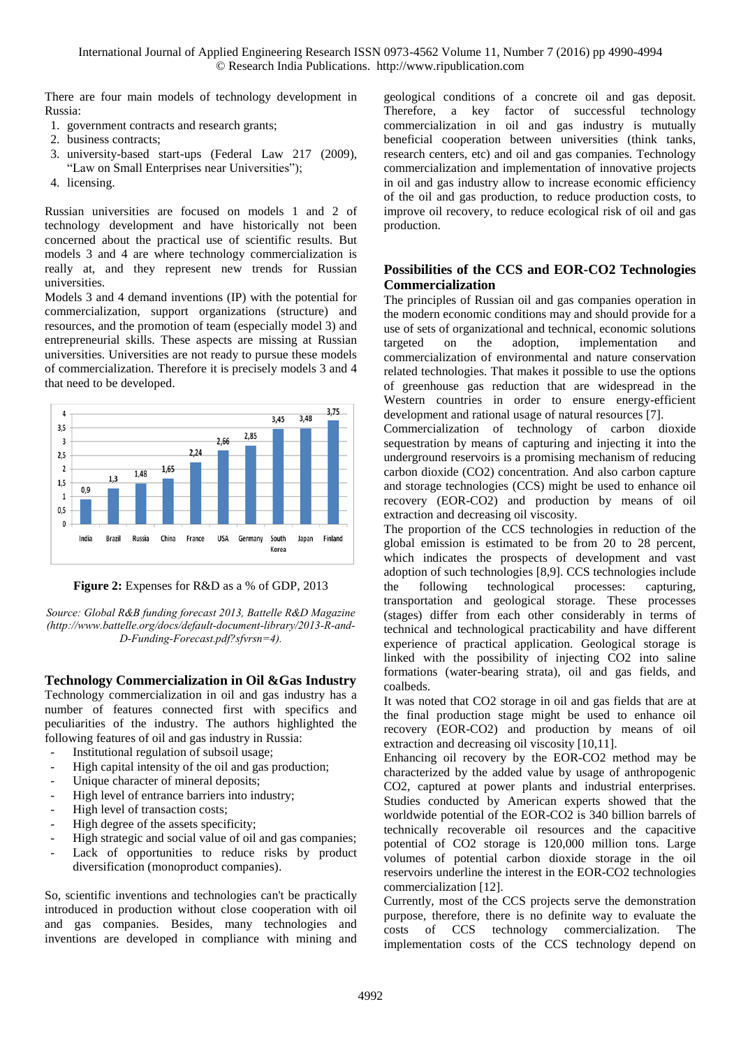There are four main models of technology development in Russia:

1. government contracts and research grants;
2. business contracts;
3. university-based start-ups (Federal Law 217 (2009), "Law on Small Enterprises near Universities");
4. licensing.

Russian universities are focused on models 1 and 2 of technology development and have historically not been concerned about the practical use of scientific results. But models 3 and 4 are where technology commercialization is really at, and they represent new trends for Russian universities.

Models 3 and 4 demand inventions (IP) with the potential for commercialization, support organizations (structure) and resources, and the promotion of team (especially model 3) and entrepreneurial skills. These aspects are missing at Russian universities. Universities are not ready to pursue these models of commercialization. Therefore it is precisely models 3 and 4 that need to be developed.

| India | Brazil | Russia | China | France | USA | Germany | South Korea | Japan | Finland |
|---|---|---|---|---|---|---|---|---|---|
| 0,9 | 1,3 | 1,48 | 1,65 | 2,24 | 2,66 | 2,85 | 3,45 | 3,48 | 3,75 |

**Figure 2:** Expenses for R&D as a % of GDP, 2013

*Source: Global R&B funding forecast 2013, Battelle R&D Magazine (http://www.battelle.org/docs/default-document-library/2013-R-and-D-Funding-Forecast.pdf?sfvrsn=4).*

## Technology Commercialization in Oil &Gas Industry

Technology commercialization in oil and gas industry has a number of features connected first with specifics and peculiarities of the industry. The authors highlighted the following features of oil and gas industry in Russia:

- Institutional regulation of subsoil usage;
- High capital intensity of the oil and gas production;
- Unique character of mineral deposits;
- High level of entrance barriers into industry;
- High level of transaction costs;
- High degree of the assets specificity;
- High strategic and social value of oil and gas companies;
- Lack of opportunities to reduce risks by product diversification (monoproduct companies).

So, scientific inventions and technologies can't be practically introduced in production without close cooperation with oil and gas companies. Besides, many technologies and inventions are developed in compliance with mining and geological conditions of a concrete oil and gas deposit. Therefore, a key factor of successful technology commercialization in oil and gas industry is mutually beneficial cooperation between universities (think tanks, research centers, etc) and oil and gas companies. Technology commercialization and implementation of innovative projects in oil and gas industry allow to increase economic efficiency of the oil and gas production, to reduce production costs, to improve oil recovery, to reduce ecological risk of oil and gas production.

## Possibilities of the CCS and EOR-CO2 Technologies Commercialization

The principles of Russian oil and gas companies operation in the modern economic conditions may and should provide for a use of sets of organizational and technical, economic solutions targeted on the adoption, implementation and commercialization of environmental and nature conservation related technologies. That makes it possible to use the options of greenhouse gas reduction that are widespread in the Western countries in order to ensure energy-efficient development and rational usage of natural resources [7].

Commercialization of technology of carbon dioxide sequestration by means of capturing and injecting it into the underground reservoirs is a promising mechanism of reducing carbon dioxide ($CO_2$) concentration. And also carbon capture and storage technologies (CCS) might be used to enhance oil recovery (EOR-$CO_2$) and production by means of oil extraction and decreasing oil viscosity.

The proportion of the CCS technologies in reduction of the global emission is estimated to be from 20 to 28 percent, which indicates the prospects of development and vast adoption of such technologies [8,9]. CCS technologies include the following technological processes: capturing, transportation and geological storage. These processes (stages) differ from each other considerably in terms of technical and technological practicability and have different experience of practical application. Geological storage is linked with the possibility of injecting $CO_2$ into saline formations (water-bearing strata), oil and gas fields, and coalbeds.

It was noted that $CO_2$ storage in oil and gas fields that are at the final production stage might be used to enhance oil recovery (EOR-$CO_2$) and production by means of oil extraction and decreasing oil viscosity [10,11].

Enhancing oil recovery by the EOR-$CO_2$ method may be characterized by the added value by usage of anthropogenic $CO_2$, captured at power plants and industrial enterprises. Studies conducted by American experts showed that the worldwide potential of the EOR-$CO_2$ is 340 billion barrels of technically recoverable oil resources and the capacitive potential of $CO_2$ storage is 120,000 million tons. Large volumes of potential carbon dioxide storage in the oil reservoirs underline the interest in the EOR-$CO_2$ technologies commercialization [12].

Currently, most of the CCS projects serve the demonstration purpose, therefore, there is no definite way to evaluate the costs of CCS technology commercialization. The implementation costs of the CCS technology depend on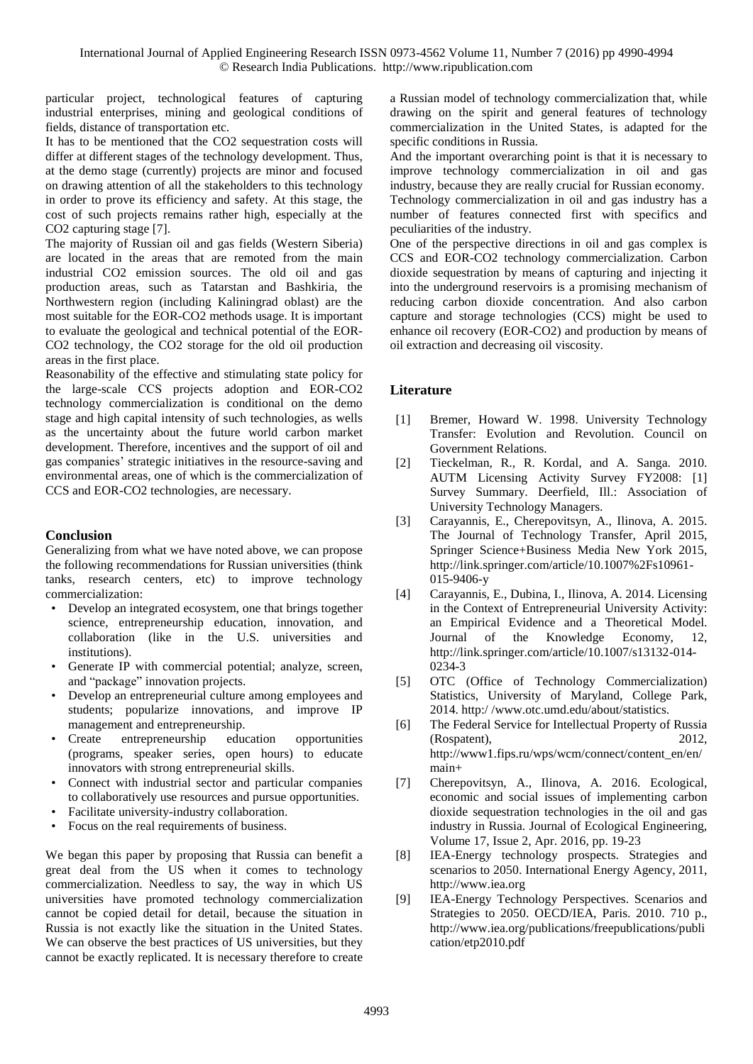particular project, technological features of capturing industrial enterprises, mining and geological conditions of fields, distance of transportation etc.

It has to be mentioned that the $CO_2$ sequestration costs will differ at different stages of the technology development. Thus, at the demo stage (currently) projects are minor and focused on drawing attention of all the stakeholders to this technology in order to prove its efficiency and safety. At this stage, the cost of such projects remains rather high, especially at the $CO_2$ capturing stage [7].

The majority of Russian oil and gas fields (Western Siberia) are located in the areas that are remoted from the main industrial $CO_2$ emission sources. The old oil and gas production areas, such as Tatarstan and Bashkiria, the Northwestern region (including Kaliningrad oblast) are the most suitable for the EOR-$CO_2$ methods usage. It is important to evaluate the geological and technical potential of the EOR-$CO_2$ technology, the $CO_2$ storage for the old oil production areas in the first place.

Reasonability of the effective and stimulating state policy for the large-scale CCS projects adoption and EOR-$CO_2$ technology commercialization is conditional on the demo stage and high capital intensity of such technologies, as wells as the uncertainty about the future world carbon market development. Therefore, incentives and the support of oil and gas companies' strategic initiatives in the resource-saving and environmental areas, one of which is the commercialization of CCS and EOR-$CO_2$ technologies, are necessary.

## Conclusion

Generalizing from what we have noted above, we can propose the following recommendations for Russian universities (think tanks, research centers, etc) to improve technology commercialization:

- Develop an integrated ecosystem, one that brings together science, entrepreneurship education, innovation, and collaboration (like in the U.S. universities and institutions).
- Generate IP with commercial potential; analyze, screen, and "package" innovation projects.
- Develop an entrepreneurial culture among employees and students; popularize innovations, and improve IP management and entrepreneurship.
- Create entrepreneurship education opportunities (programs, speaker series, open hours) to educate innovators with strong entrepreneurial skills.
- Connect with industrial sector and particular companies to collaboratively use resources and pursue opportunities.
- Facilitate university-industry collaboration.
- Focus on the real requirements of business.

We began this paper by proposing that Russia can benefit a great deal from the US when it comes to technology commercialization. Needless to say, the way in which US universities have promoted technology commercialization cannot be copied detail for detail, because the situation in Russia is not exactly like the situation in the United States. We can observe the best practices of US universities, but they cannot be exactly replicated. It is necessary therefore to create a Russian model of technology commercialization that, while drawing on the spirit and general features of technology commercialization in the United States, is adapted for the specific conditions in Russia.

And the important overarching point is that it is necessary to improve technology commercialization in oil and gas industry, because they are really crucial for Russian economy. Technology commercialization in oil and gas industry has a number of features connected first with specifics and peculiarities of the industry.

One of the perspective directions in oil and gas complex is CCS and EOR-$CO_2$ technology commercialization. Carbon dioxide sequestration by means of capturing and injecting it into the underground reservoirs is a promising mechanism of reducing carbon dioxide concentration. And also carbon capture and storage technologies (CCS) might be used to enhance oil recovery (EOR-$CO_2$) and production by means of oil extraction and decreasing oil viscosity.

## Literature

[1] Bremer, Howard W. 1998. University Technology Transfer: Evolution and Revolution. Council on Government Relations.

[2] Tieckelman, R., R. Kordal, and A. Sanga. 2010. AUTM Licensing Activity Survey FY2008: [1] Survey Summary. Deerfield, Ill.: Association of University Technology Managers.

[3] Carayannis, E., Cherepovitsyn, A., Ilinova, A. 2015. The Journal of Technology Transfer, April 2015, Springer Science+Business Media New York 2015, http://link.springer.com/article/10.1007%2Fs10961-015-9406-y

[4] Carayannis, E., Dubina, I., Ilinova, A. 2014. Licensing in the Context of Entrepreneurial University Activity: an Empirical Evidence and a Theoretical Model. Journal of the Knowledge Economy, 12, http://link.springer.com/article/10.1007/s13132-014-0234-3

[5] OTC (Office of Technology Commercialization) Statistics, University of Maryland, College Park, 2014. http:/ /www.otc.umd.edu/about/statistics.

[6] The Federal Service for Intellectual Property of Russia (Rospatent), 2012, http://www1.fips.ru/wps/wcm/connect/content_en/en/main+

[7] Cherepovitsyn, A., Ilinova, A. 2016. Ecological, economic and social issues of implementing carbon dioxide sequestration technologies in the oil and gas industry in Russia. Journal of Ecological Engineering, Volume 17, Issue 2, Apr. 2016, pp. 19-23

[8] IEA-Energy technology prospects. Strategies and scenarios to 2050. International Energy Agency, 2011, http://www.iea.org

[9] IEA-Energy Technology Perspectives. Scenarios and Strategies to 2050. OECD/IEA, Paris. 2010. 710 p., http://www.iea.org/publications/freepublications/publication/etp2010.pdf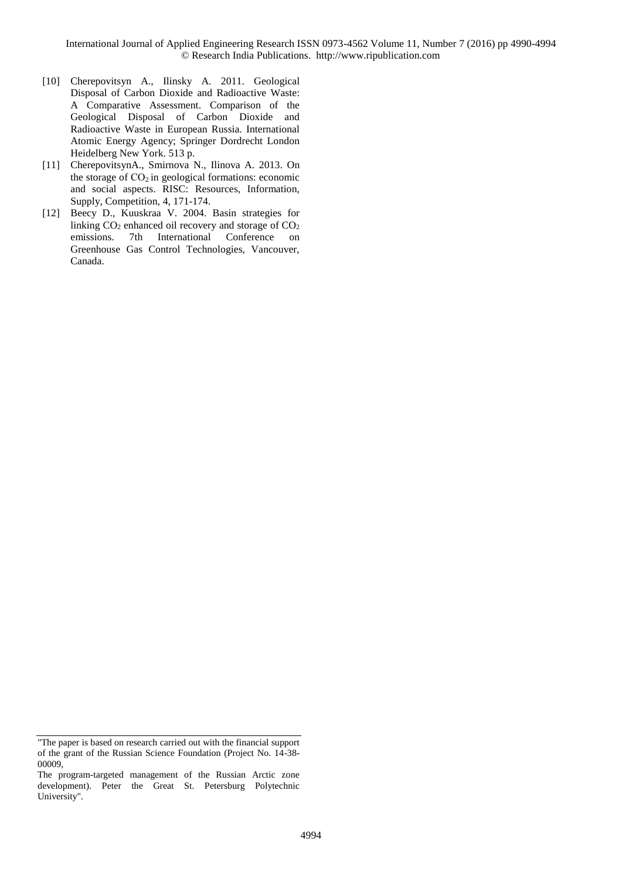[10] Cherepovitsyn A., Ilinsky A. 2011. Geological Disposal of Carbon Dioxide and Radioactive Waste: A Comparative Assessment. Comparison of the Geological Disposal of Carbon Dioxide and Radioactive Waste in European Russia. International Atomic Energy Agency; Springer Dordrecht London Heidelberg New York. 513 p.

[11] CherepovitsynA., Smirnova N., Ilinova A. 2013. On the storage of $CO_2$ in geological formations: economic and social aspects. RISC: Resources, Information, Supply, Competition, 4, 171-174.

[12] Beecy D., Kuuskraa V. 2004. Basin strategies for linking $CO_2$ enhanced oil recovery and storage of $CO_2$ emissions. 7th International Conference on Greenhouse Gas Control Technologies, Vancouver, Canada.

---

"The paper is based on research carried out with the financial support of the grant of the Russian Science Foundation (Project No. 14-38-00009,

The program-targeted management of the Russian Arctic zone development). Peter the Great St. Petersburg Polytechnic University".